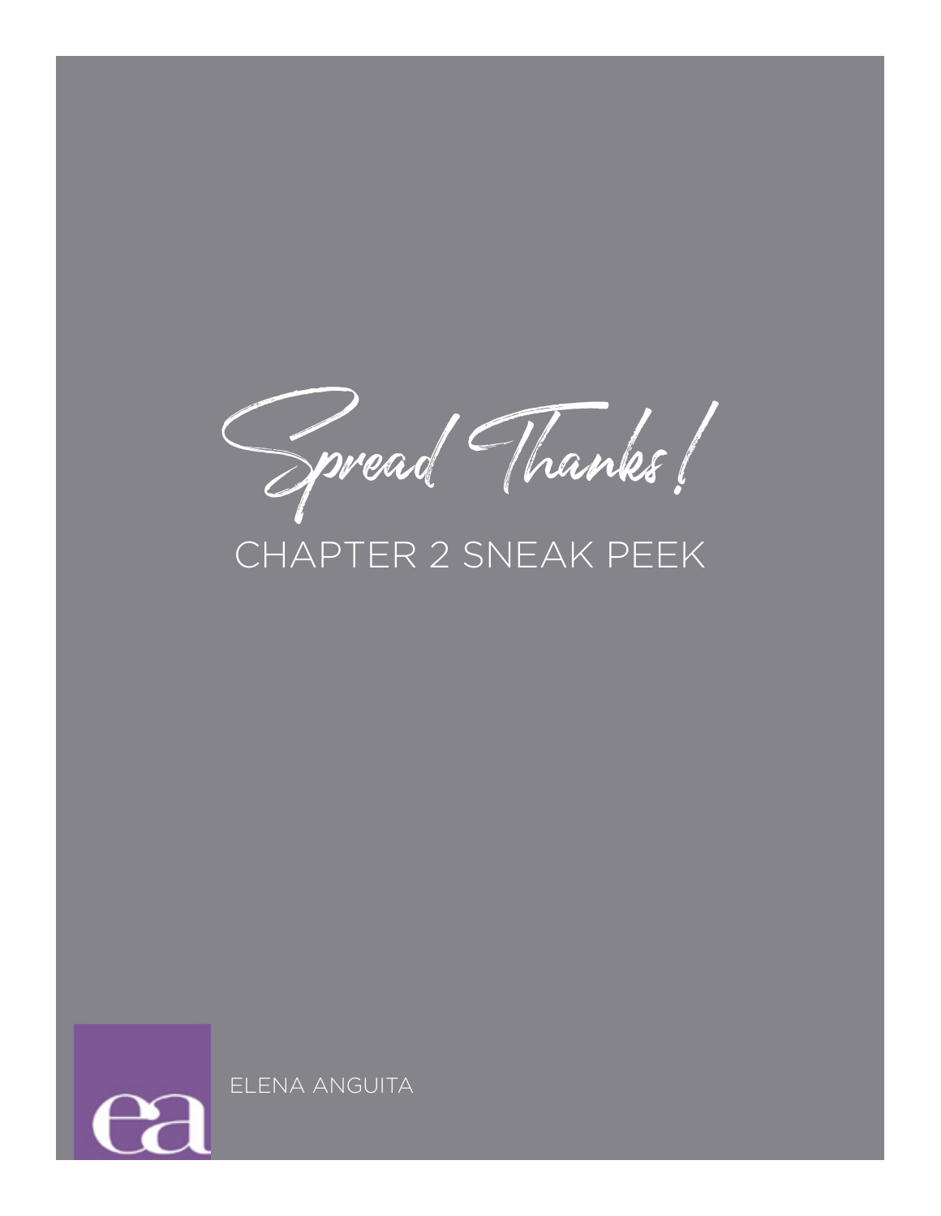# Spread Thanks!

## CHAPTER 2 SNEAK PEEK

ea

ELENA ANGUITA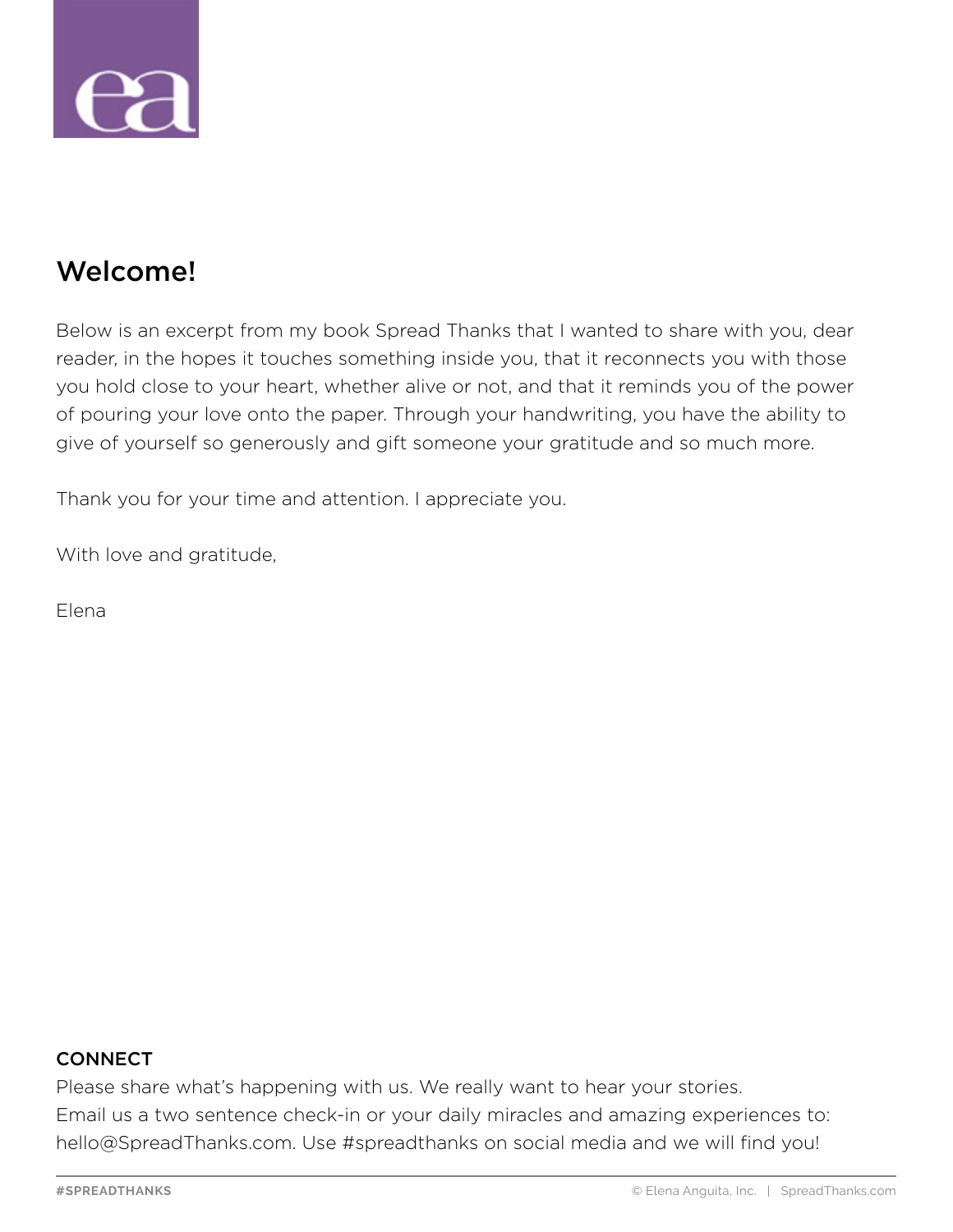# Welcome!

Below is an excerpt from my book Spread Thanks that I wanted to share with you, dear reader, in the hopes it touches something inside you, that it reconnects you with those you hold close to your heart, whether alive or not, and that it reminds you of the power of pouring your love onto the paper. Through your handwriting, you have the ability to give of yourself so generously and gift someone your gratitude and so much more.

Thank you for your time and attention. I appreciate you.

With love and gratitude,

Elena

**CONNECT**

Please share what's happening with us. We really want to hear your stories.
Email us a two sentence check-in or your daily miracles and amazing experiences to: hello@SpreadThanks.com. Use #spreadthanks on social media and we will find you!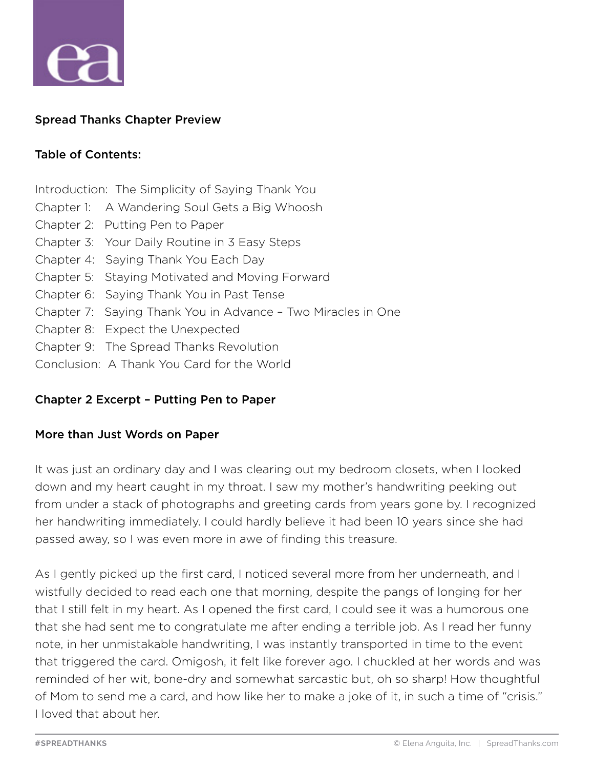## Spread Thanks Chapter Preview

### Table of Contents:

Introduction: The Simplicity of Saying Thank You
Chapter 1: A Wandering Soul Gets a Big Whoosh
Chapter 2: Putting Pen to Paper
Chapter 3: Your Daily Routine in 3 Easy Steps
Chapter 4: Saying Thank You Each Day
Chapter 5: Staying Motivated and Moving Forward
Chapter 6: Saying Thank You in Past Tense
Chapter 7: Saying Thank You in Advance – Two Miracles in One
Chapter 8: Expect the Unexpected
Chapter 9: The Spread Thanks Revolution
Conclusion: A Thank You Card for the World

## Chapter 2 Excerpt – Putting Pen to Paper

### More than Just Words on Paper

It was just an ordinary day and I was clearing out my bedroom closets, when I looked down and my heart caught in my throat. I saw my mother's handwriting peeking out from under a stack of photographs and greeting cards from years gone by. I recognized her handwriting immediately. I could hardly believe it had been 10 years since she had passed away, so I was even more in awe of finding this treasure.

As I gently picked up the first card, I noticed several more from her underneath, and I wistfully decided to read each one that morning, despite the pangs of longing for her that I still felt in my heart. As I opened the first card, I could see it was a humorous one that she had sent me to congratulate me after ending a terrible job. As I read her funny note, in her unmistakable handwriting, I was instantly transported in time to the event that triggered the card. Omigosh, it felt like forever ago. I chuckled at her words and was reminded of her wit, bone-dry and somewhat sarcastic but, oh so sharp! How thoughtful of Mom to send me a card, and how like her to make a joke of it, in such a time of "crisis." I loved that about her.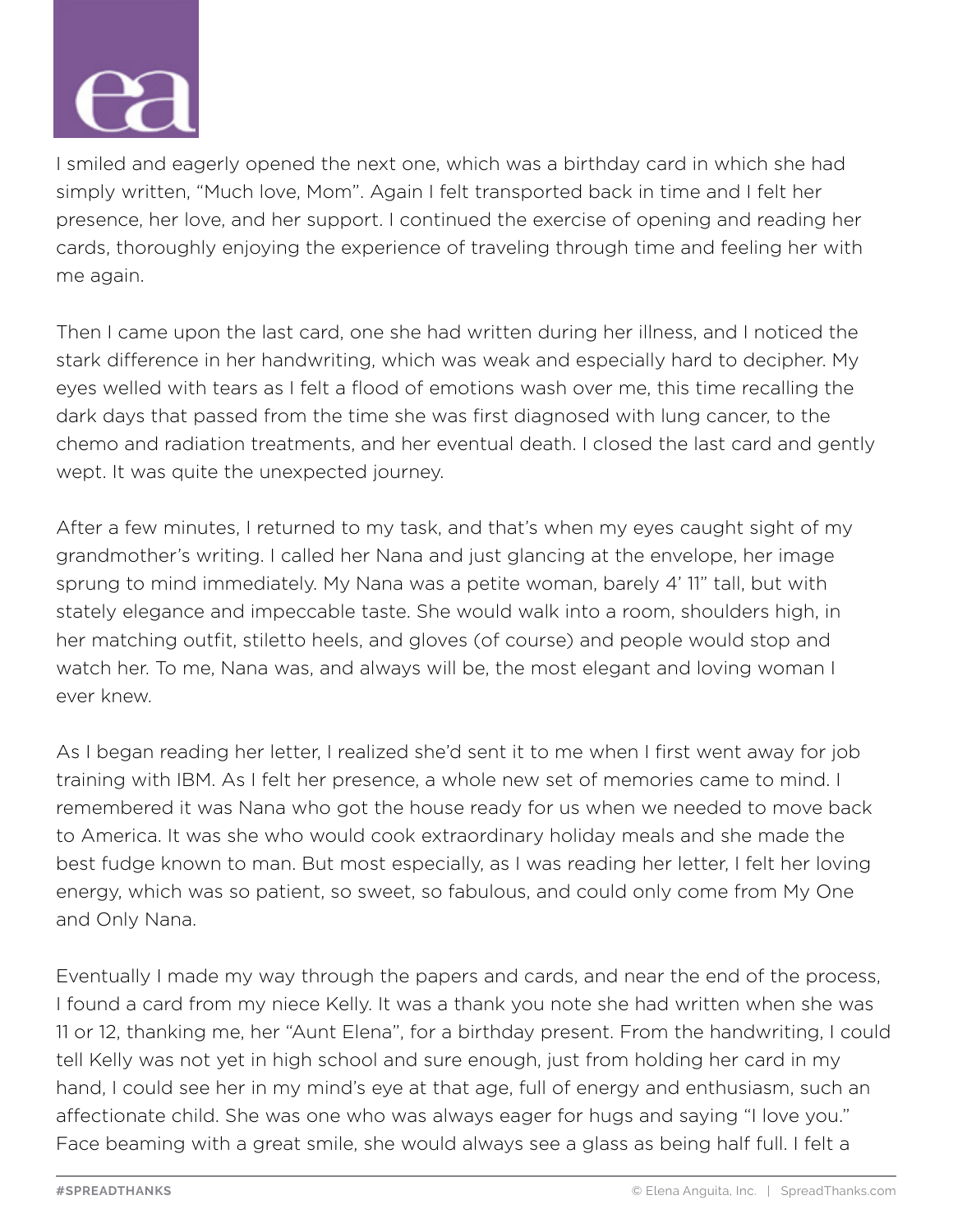I smiled and eagerly opened the next one, which was a birthday card in which she had simply written, "Much love, Mom". Again I felt transported back in time and I felt her presence, her love, and her support. I continued the exercise of opening and reading her cards, thoroughly enjoying the experience of traveling through time and feeling her with me again.

Then I came upon the last card, one she had written during her illness, and I noticed the stark difference in her handwriting, which was weak and especially hard to decipher. My eyes welled with tears as I felt a flood of emotions wash over me, this time recalling the dark days that passed from the time she was first diagnosed with lung cancer, to the chemo and radiation treatments, and her eventual death. I closed the last card and gently wept. It was quite the unexpected journey.

After a few minutes, I returned to my task, and that's when my eyes caught sight of my grandmother's writing. I called her Nana and just glancing at the envelope, her image sprung to mind immediately. My Nana was a petite woman, barely 4' 11" tall, but with stately elegance and impeccable taste. She would walk into a room, shoulders high, in her matching outfit, stiletto heels, and gloves (of course) and people would stop and watch her. To me, Nana was, and always will be, the most elegant and loving woman I ever knew.

As I began reading her letter, I realized she'd sent it to me when I first went away for job training with IBM. As I felt her presence, a whole new set of memories came to mind. I remembered it was Nana who got the house ready for us when we needed to move back to America. It was she who would cook extraordinary holiday meals and she made the best fudge known to man. But most especially, as I was reading her letter, I felt her loving energy, which was so patient, so sweet, so fabulous, and could only come from My One and Only Nana.

Eventually I made my way through the papers and cards, and near the end of the process, I found a card from my niece Kelly. It was a thank you note she had written when she was 11 or 12, thanking me, her "Aunt Elena", for a birthday present. From the handwriting, I could tell Kelly was not yet in high school and sure enough, just from holding her card in my hand, I could see her in my mind's eye at that age, full of energy and enthusiasm, such an affectionate child. She was one who was always eager for hugs and saying "I love you." Face beaming with a great smile, she would always see a glass as being half full. I felt a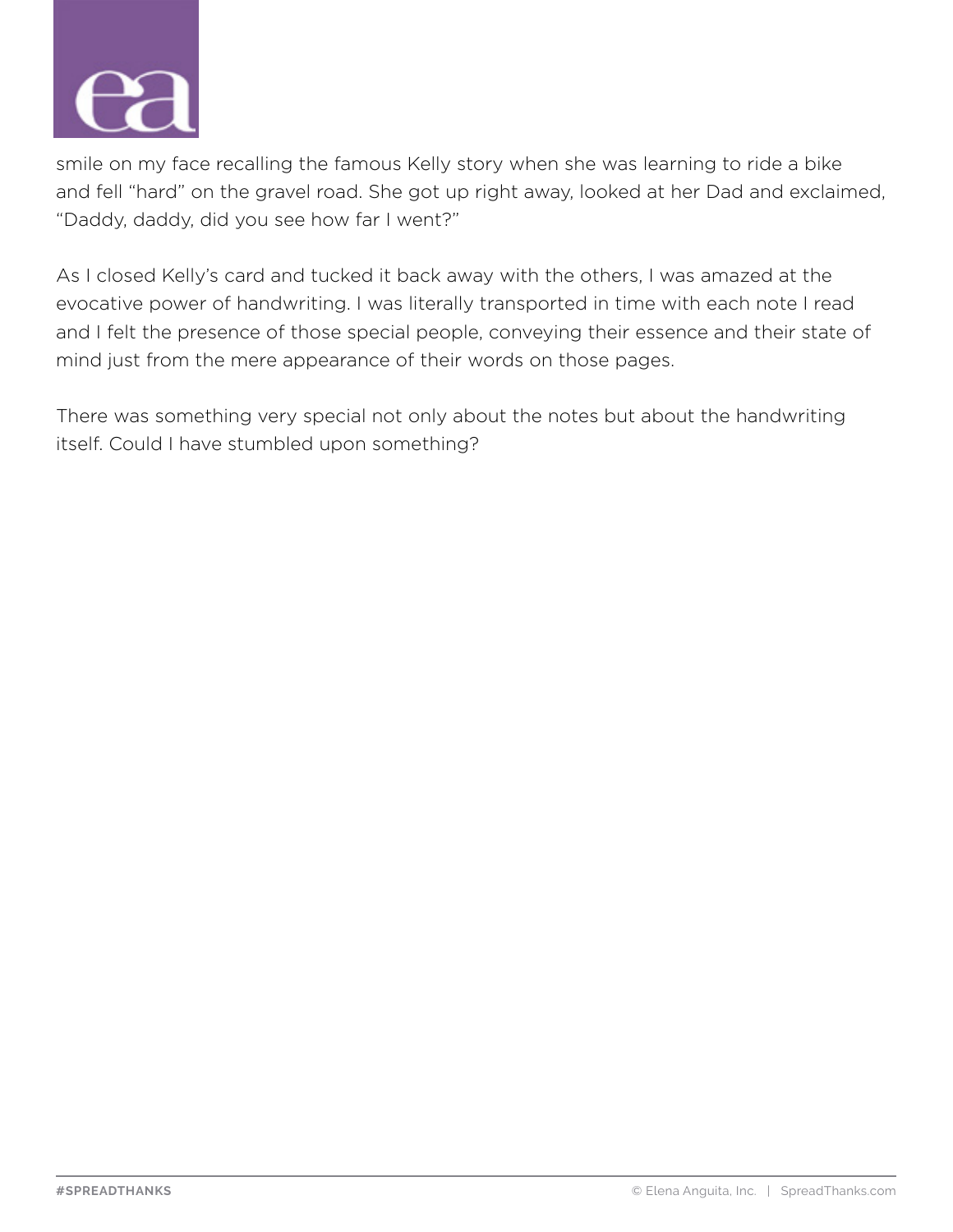smile on my face recalling the famous Kelly story when she was learning to ride a bike and fell "hard" on the gravel road. She got up right away, looked at her Dad and exclaimed, "Daddy, daddy, did you see how far I went?"

As I closed Kelly's card and tucked it back away with the others, I was amazed at the evocative power of handwriting. I was literally transported in time with each note I read and I felt the presence of those special people, conveying their essence and their state of mind just from the mere appearance of their words on those pages.

There was something very special not only about the notes but about the handwriting itself. Could I have stumbled upon something?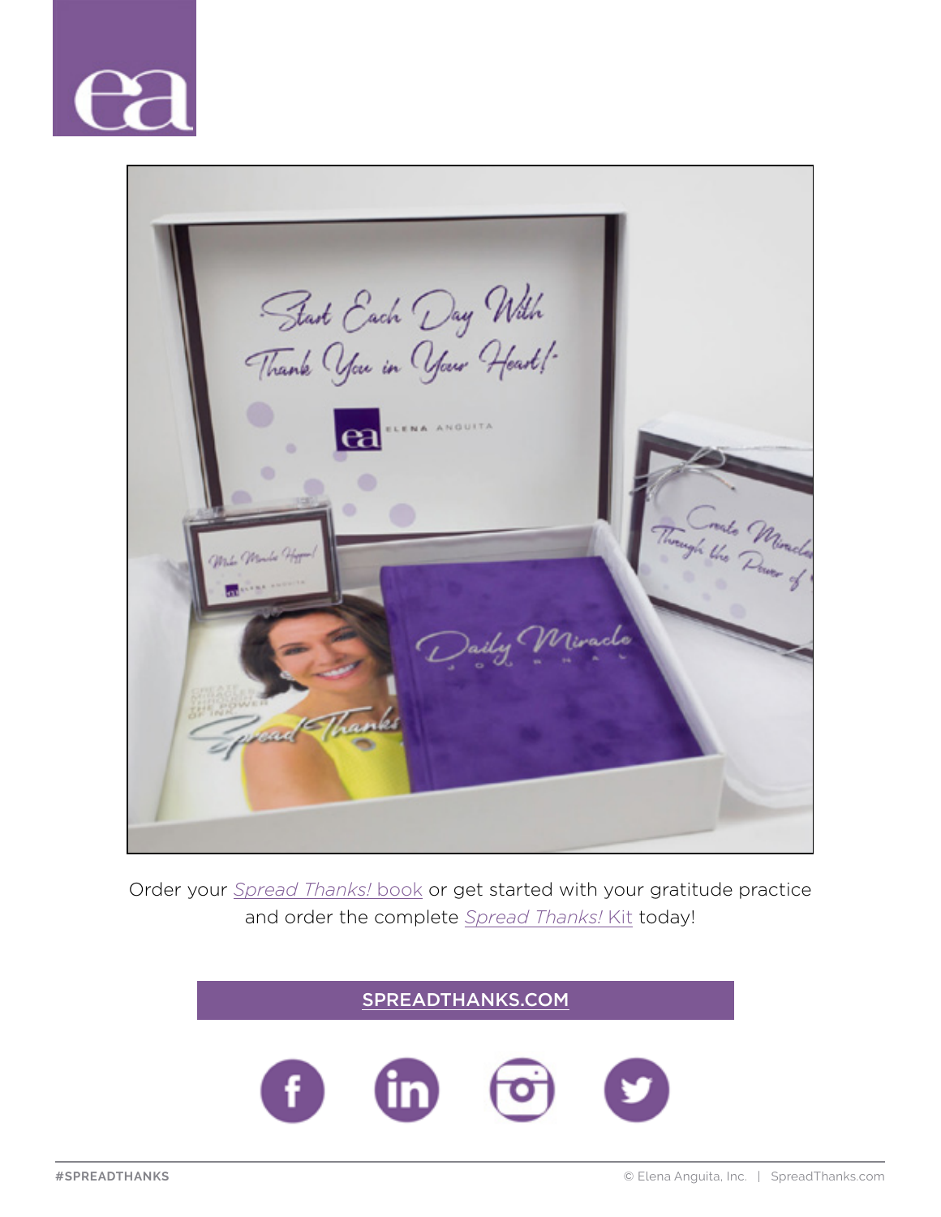Order your *Spread Thanks!* book or get started with your gratitude practice and order the complete *Spread Thanks!* Kit today!

SPREADTHANKS.COM

#SPREADTHANKS

© Elena Anguita, Inc. | SpreadThanks.com